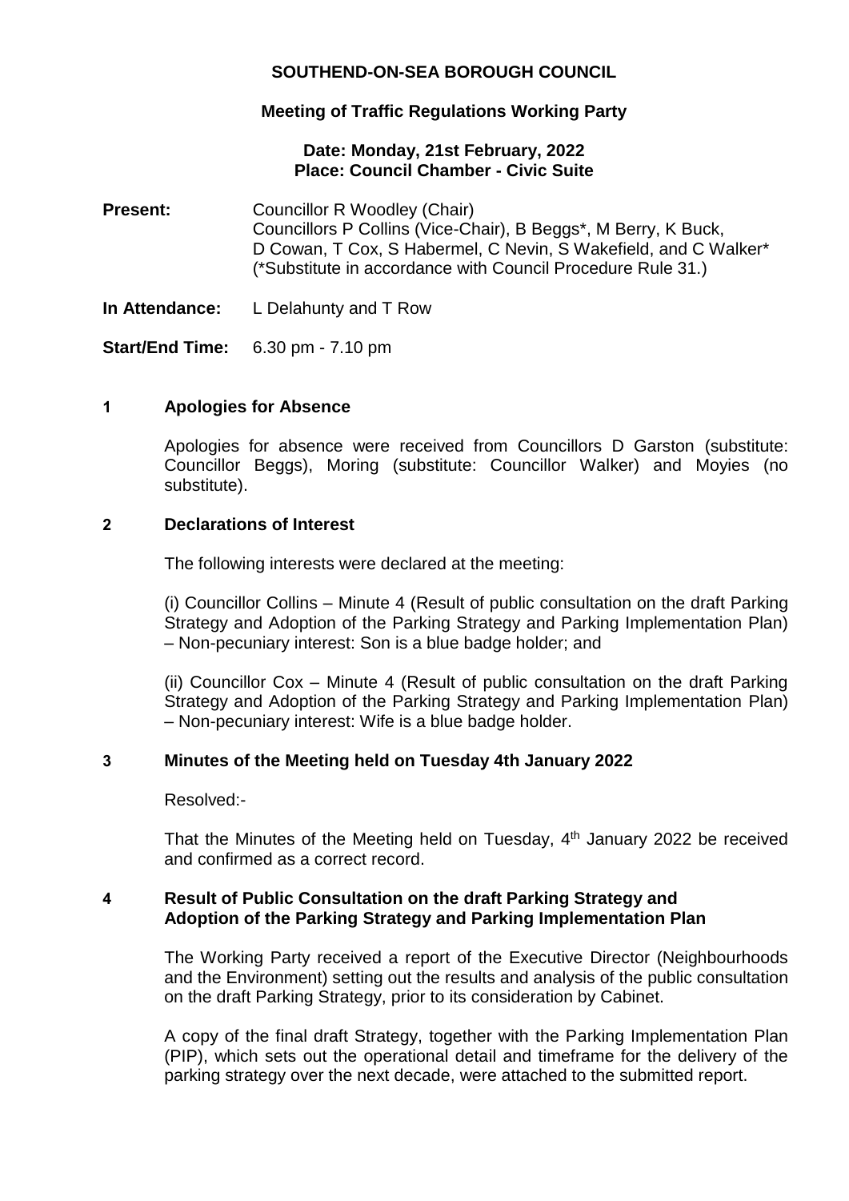# SOUTHEND-ON-SEA BOROUGH COUNCIL

## Meeting of Traffic Regulations Working Party

**Date: Monday, 21st February, 2022**
**Place: Council Chamber - Civic Suite**

**Present:** Councillor R Woodley (Chair)
Councillors P Collins (Vice-Chair), B Beggs*, M Berry, K Buck, D Cowan, T Cox, S Habermel, C Nevin, S Wakefield, and C Walker*
(*Substitute in accordance with Council Procedure Rule 31.)

**In Attendance:** L Delahunty and T Row

**Start/End Time:** 6.30 pm - 7.10 pm

### 1 Apologies for Absence

Apologies for absence were received from Councillors D Garston (substitute: Councillor Beggs), Moring (substitute: Councillor Walker) and Moyies (no substitute).

### 2 Declarations of Interest

The following interests were declared at the meeting:

(i) Councillor Collins – Minute 4 (Result of public consultation on the draft Parking Strategy and Adoption of the Parking Strategy and Parking Implementation Plan) – Non-pecuniary interest: Son is a blue badge holder; and

(ii) Councillor Cox – Minute 4 (Result of public consultation on the draft Parking Strategy and Adoption of the Parking Strategy and Parking Implementation Plan) – Non-pecuniary interest: Wife is a blue badge holder.

### 3 Minutes of the Meeting held on Tuesday 4th January 2022

Resolved:-

That the Minutes of the Meeting held on Tuesday, 4th January 2022 be received and confirmed as a correct record.

### 4 Result of Public Consultation on the draft Parking Strategy and Adoption of the Parking Strategy and Parking Implementation Plan

The Working Party received a report of the Executive Director (Neighbourhoods and the Environment) setting out the results and analysis of the public consultation on the draft Parking Strategy, prior to its consideration by Cabinet.

A copy of the final draft Strategy, together with the Parking Implementation Plan (PIP), which sets out the operational detail and timeframe for the delivery of the parking strategy over the next decade, were attached to the submitted report.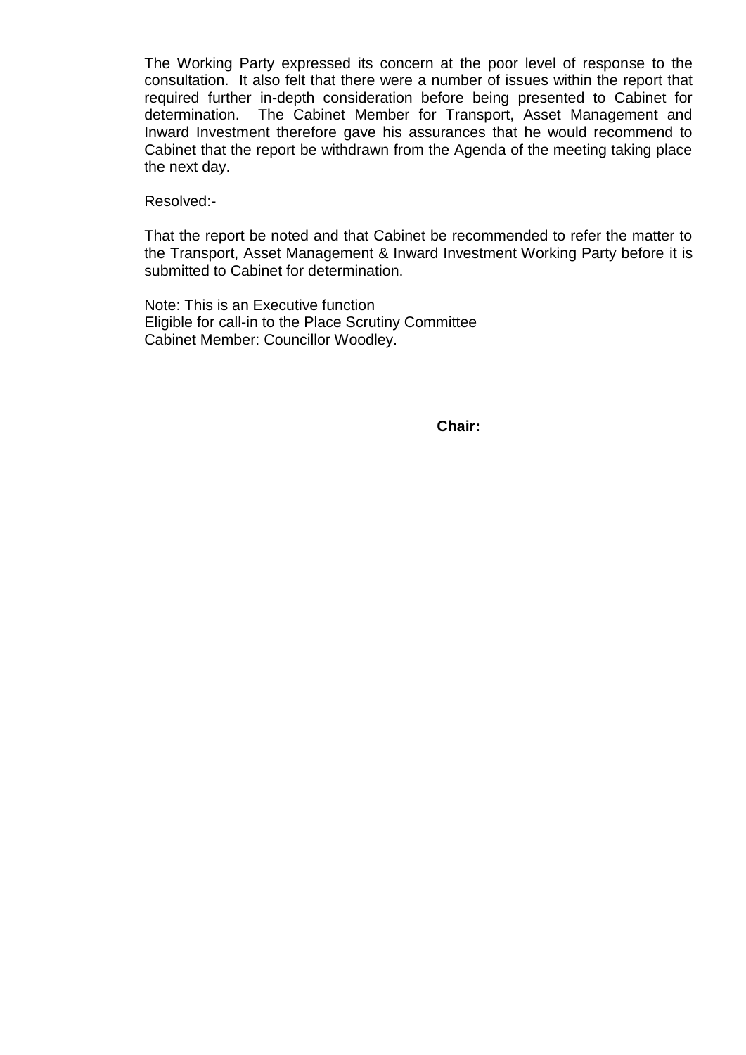The Working Party expressed its concern at the poor level of response to the consultation. It also felt that there were a number of issues within the report that required further in-depth consideration before being presented to Cabinet for determination. The Cabinet Member for Transport, Asset Management and Inward Investment therefore gave his assurances that he would recommend to Cabinet that the report be withdrawn from the Agenda of the meeting taking place the next day.

Resolved:-

That the report be noted and that Cabinet be recommended to refer the matter to the Transport, Asset Management & Inward Investment Working Party before it is submitted to Cabinet for determination.

Note: This is an Executive function
Eligible for call-in to the Place Scrutiny Committee
Cabinet Member: Councillor Woodley.

**Chair:** ______________________